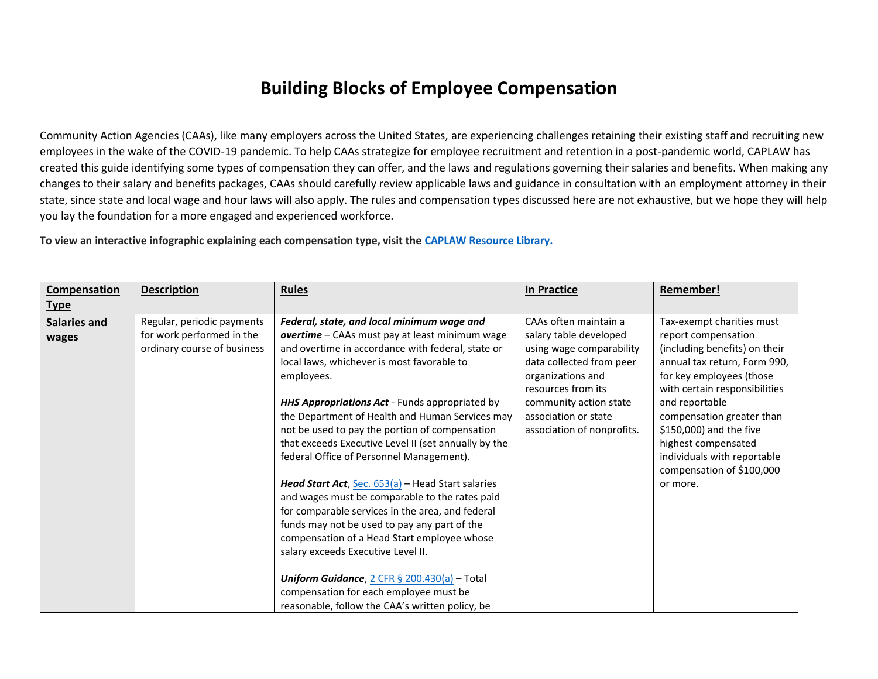# Building Blocks of Employee Compensation

Community Action Agencies (CAAs), like many employers across the United States, are experiencing challenges retaining their existing staff and recruiting new employees in the wake of the COVID-19 pandemic. To help CAAs strategize for employee recruitment and retention in a post-pandemic world, CAPLAW has created this guide identifying some types of compensation they can offer, and the laws and regulations governing their salaries and benefits. When making any changes to their salary and benefits packages, CAAs should carefully review applicable laws and guidance in consultation with an employment attorney in their state, since state and local wage and hour laws will also apply. The rules and compensation types discussed here are not exhaustive, but we hope they will help you lay the foundation for a more engaged and experienced workforce.

**To view an interactive infographic explaining each compensation type, visit the [CAPLAW Resource Library.](#)**

| Compensation Type | Description | Rules | In Practice | Remember! |
|---|---|---|---|---|
| **Salaries and wages** | Regular, periodic payments for work performed in the ordinary course of business | ***Federal, state, and local minimum wage and overtime*** – CAAs must pay at least minimum wage and overtime in accordance with federal, state or local laws, whichever is most favorable to employees.<br><br>***HHS Appropriations Act*** - Funds appropriated by the Department of Health and Human Services may not be used to pay the portion of compensation that exceeds Executive Level II (set annually by the federal Office of Personnel Management).<br><br>***Head Start Act***, [Sec. 653(a)](#) – Head Start salaries and wages must be comparable to the rates paid for comparable services in the area, and federal funds may not be used to pay any part of the compensation of a Head Start employee whose salary exceeds Executive Level II.<br><br>***Uniform Guidance***, [2 CFR § 200.430(a)](#) – Total compensation for each employee must be reasonable, follow the CAA's written policy, be | CAAs often maintain a salary table developed using wage comparability data collected from peer organizations and resources from its community action state association or state association of nonprofits. | Tax-exempt charities must report compensation (including benefits) on their annual tax return, Form 990, for key employees (those with certain responsibilities and reportable compensation greater than $150,000) and the five highest compensated individuals with reportable compensation of $100,000 or more. |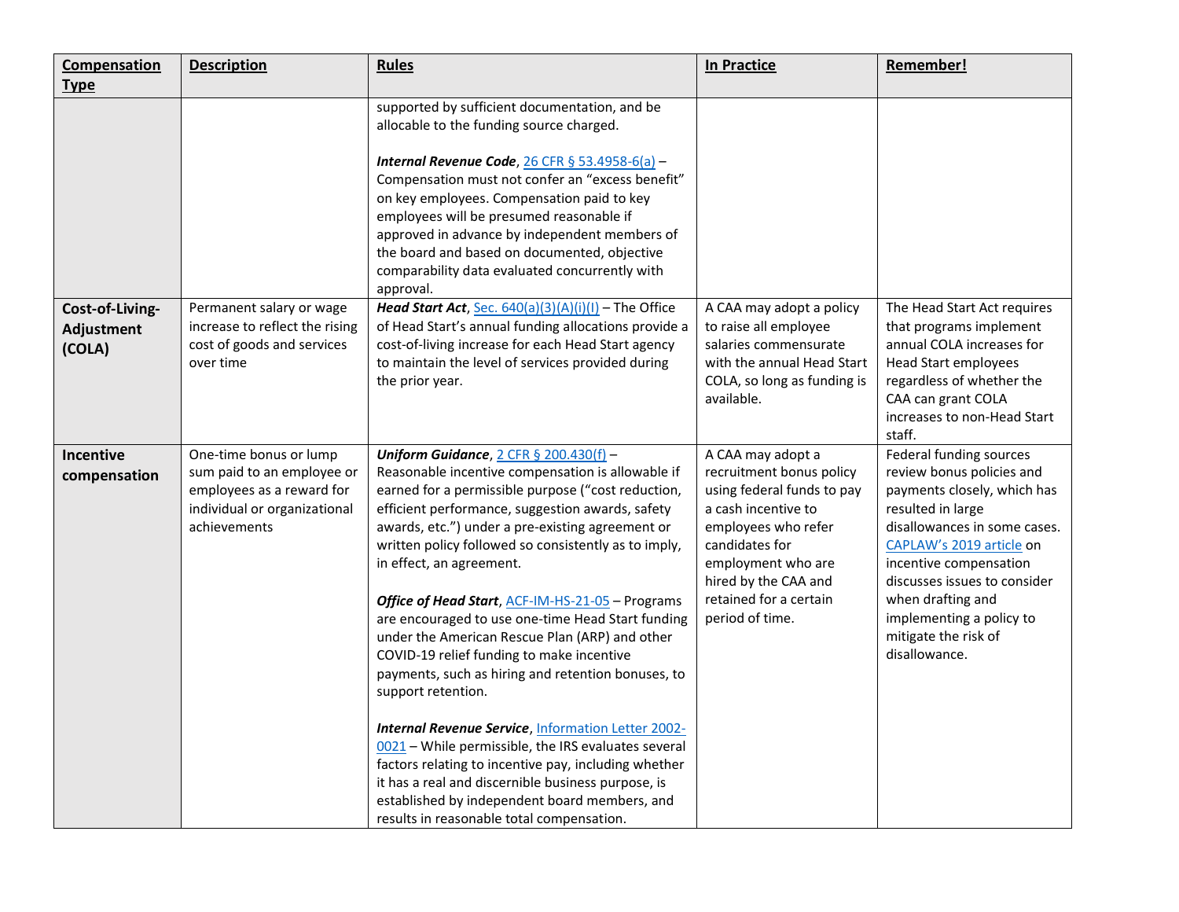| Compensation Type | Description | Rules | In Practice | Remember! |
|---|---|---|---|---|
| | | supported by sufficient documentation, and be allocable to the funding source charged.<br><br>***Internal Revenue Code***, 26 CFR § 53.4958-6(a) – Compensation must not confer an "excess benefit" on key employees. Compensation paid to key employees will be presumed reasonable if approved in advance by independent members of the board and based on documented, objective comparability data evaluated concurrently with approval. | | |
| **Cost-of-Living-Adjustment (COLA)** | Permanent salary or wage increase to reflect the rising cost of goods and services over time | ***Head Start Act***, Sec. 640(a)(3)(A)(i)(I) – The Office of Head Start's annual funding allocations provide a cost-of-living increase for each Head Start agency to maintain the level of services provided during the prior year. | A CAA may adopt a policy to raise all employee salaries commensurate with the annual Head Start COLA, so long as funding is available. | The Head Start Act requires that programs implement annual COLA increases for Head Start employees regardless of whether the CAA can grant COLA increases to non-Head Start staff. |
| **Incentive compensation** | One-time bonus or lump sum paid to an employee or employees as a reward for individual or organizational achievements | ***Uniform Guidance***, 2 CFR § 200.430(f) – Reasonable incentive compensation is allowable if earned for a permissible purpose ("cost reduction, efficient performance, suggestion awards, safety awards, etc.") under a pre-existing agreement or written policy followed so consistently as to imply, in effect, an agreement.<br><br>***Office of Head Start***, ACF-IM-HS-21-05 – Programs are encouraged to use one-time Head Start funding under the American Rescue Plan (ARP) and other COVID-19 relief funding to make incentive payments, such as hiring and retention bonuses, to support retention.<br><br>***Internal Revenue Service***, Information Letter 2002-0021 – While permissible, the IRS evaluates several factors relating to incentive pay, including whether it has a real and discernible business purpose, is established by independent board members, and results in reasonable total compensation. | A CAA may adopt a recruitment bonus policy using federal funds to pay a cash incentive to employees who refer candidates for employment who are hired by the CAA and retained for a certain period of time. | Federal funding sources review bonus policies and payments closely, which has resulted in large disallowances in some cases. CAPLAW's 2019 article on incentive compensation discusses issues to consider when drafting and implementing a policy to mitigate the risk of disallowance. |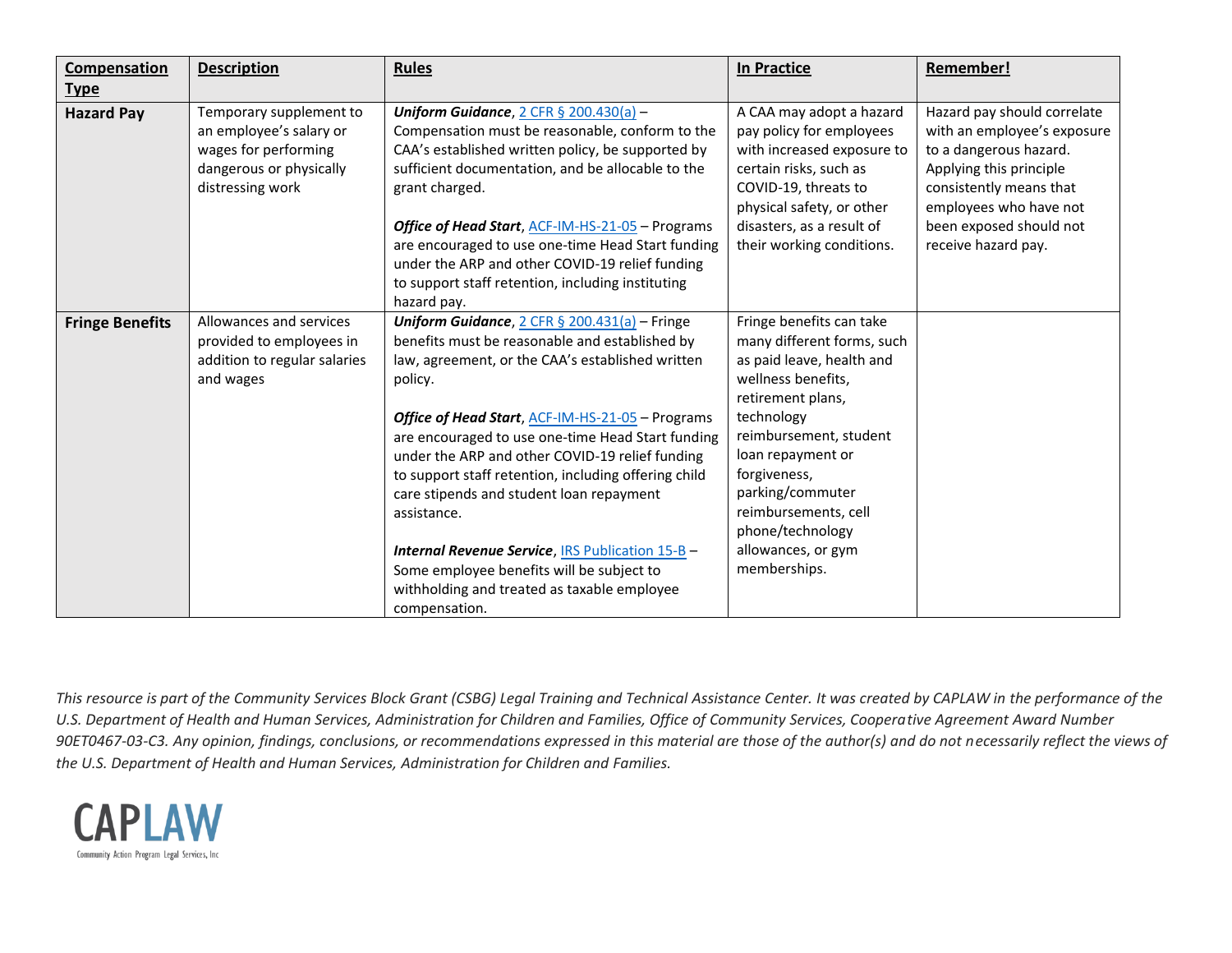| Compensation Type | Description | Rules | In Practice | Remember! |
|---|---|---|---|---|
| **Hazard Pay** | Temporary supplement to an employee's salary or wages for performing dangerous or physically distressing work | ***Uniform Guidance***, [2 CFR § 200.430(a)](#) – Compensation must be reasonable, conform to the CAA's established written policy, be supported by sufficient documentation, and be allocable to the grant charged.<br><br>***Office of Head Start***, [ACF-IM-HS-21-05](#) – Programs are encouraged to use one-time Head Start funding under the ARP and other COVID-19 relief funding to support staff retention, including instituting hazard pay. | A CAA may adopt a hazard pay policy for employees with increased exposure to certain risks, such as COVID-19, threats to physical safety, or other disasters, as a result of their working conditions. | Hazard pay should correlate with an employee's exposure to a dangerous hazard. Applying this principle consistently means that employees who have not been exposed should not receive hazard pay. |
| **Fringe Benefits** | Allowances and services provided to employees in addition to regular salaries and wages | ***Uniform Guidance***, [2 CFR § 200.431(a)](#) – Fringe benefits must be reasonable and established by law, agreement, or the CAA's established written policy.<br><br>***Office of Head Start***, [ACF-IM-HS-21-05](#) – Programs are encouraged to use one-time Head Start funding under the ARP and other COVID-19 relief funding to support staff retention, including offering child care stipends and student loan repayment assistance.<br><br>***Internal Revenue Service***, [IRS Publication 15-B](#) – Some employee benefits will be subject to withholding and treated as taxable employee compensation. | Fringe benefits can take many different forms, such as paid leave, health and wellness benefits, retirement plans, technology reimbursement, student loan repayment or forgiveness, parking/commuter reimbursements, cell phone/technology allowances, or gym memberships. | |

*This resource is part of the Community Services Block Grant (CSBG) Legal Training and Technical Assistance Center. It was created by CAPLAW in the performance of the U.S. Department of Health and Human Services, Administration for Children and Families, Office of Community Services, Cooperative Agreement Award Number 90ET0467-03-C3. Any opinion, findings, conclusions, or recommendations expressed in this material are those of the author(s) and do not necessarily reflect the views of the U.S. Department of Health and Human Services, Administration for Children and Families.*

CAPLAW
Community Action Program Legal Services, Inc